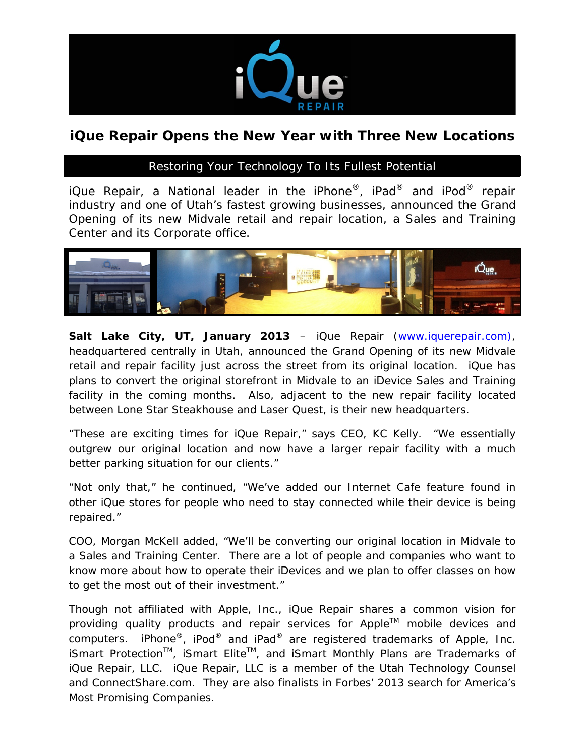# iQue Repair Opens the New Year with Three New Locations

## Restoring Your Technology To Its Fullest Potential

iQue Repair, a National leader in the iPhone®, iPad® and iPod® repair industry and one of Utah's fastest growing businesses, announced the Grand Opening of its new Midvale retail and repair location, a Sales and Training Center and its Corporate office.

**Salt Lake City, UT, January 2013** – iQue Repair (www.iquerepair.com), headquartered centrally in Utah, announced the Grand Opening of its new Midvale retail and repair facility just across the street from its original location. iQue has plans to convert the original storefront in Midvale to an iDevice Sales and Training facility in the coming months. Also, adjacent to the new repair facility located between Lone Star Steakhouse and Laser Quest, is their new headquarters.

"These are exciting times for iQue Repair," says CEO, KC Kelly. "We essentially outgrew our original location and now have a larger repair facility with a much better parking situation for our clients."

"Not only that," he continued, "We've added our Internet Cafe feature found in other iQue stores for people who need to stay connected while their device is being repaired."

COO, Morgan McKell added, "We'll be converting our original location in Midvale to a Sales and Training Center. There are a lot of people and companies who want to know more about how to operate their iDevices and we plan to offer classes on how to get the most out of their investment."

Though not affiliated with Apple, Inc., iQue Repair shares a common vision for providing quality products and repair services for Apple™ mobile devices and computers. iPhone®, iPod® and iPad® are registered trademarks of Apple, Inc. iSmart Protection™, iSmart Elite™, and iSmart Monthly Plans are Trademarks of iQue Repair, LLC. iQue Repair, LLC is a member of the Utah Technology Counsel and ConnectShare.com. They are also finalists in Forbes' 2013 search for America's Most Promising Companies.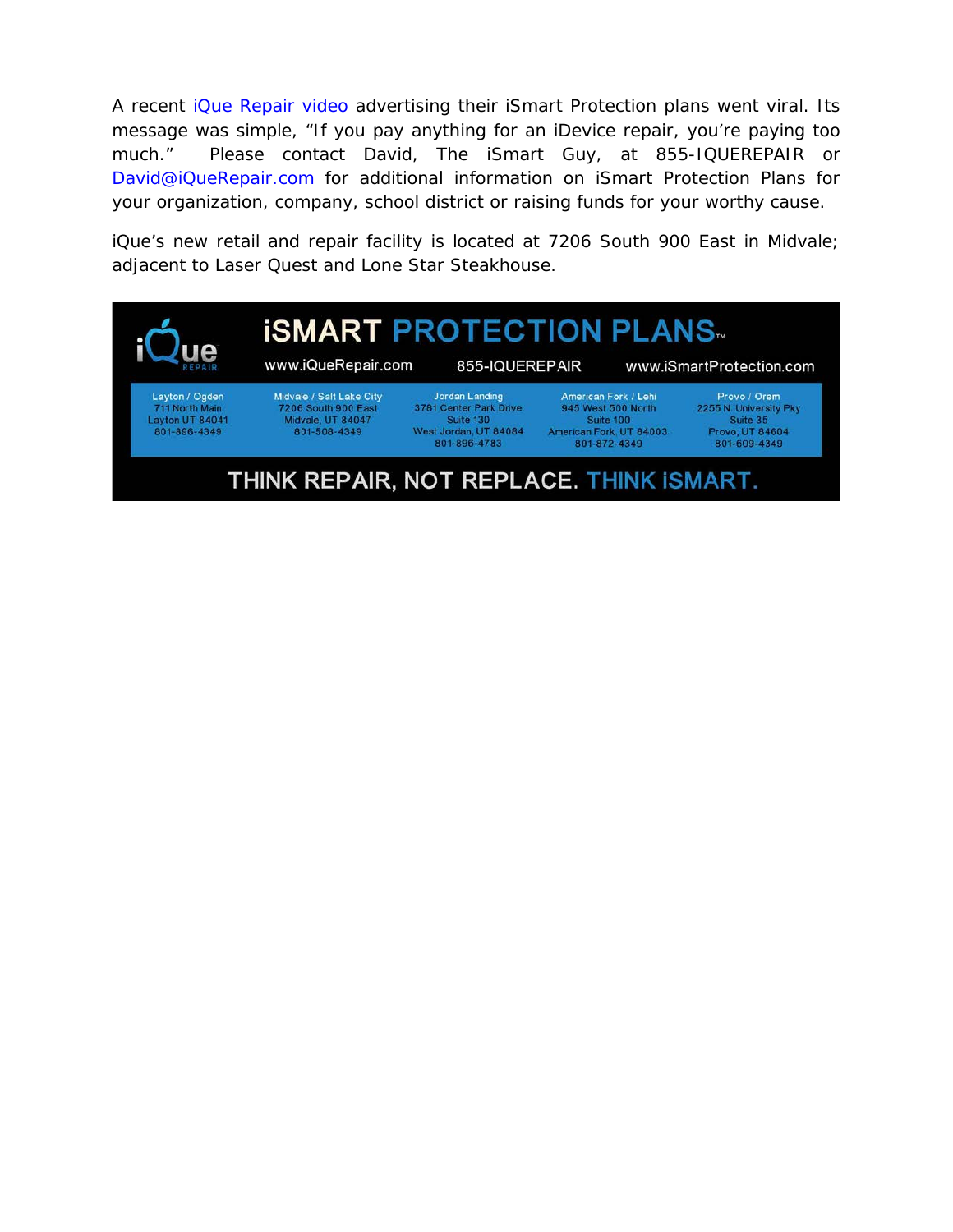A recent iQue Repair video advertising their iSmart Protection plans went viral. Its message was simple, "If you pay anything for an iDevice repair, you're paying too much." Please contact David, The iSmart Guy, at 855-IQUEREPAIR or David@iQueRepair.com for additional information on iSmart Protection Plans for your organization, company, school district or raising funds for your worthy cause.

iQue's new retail and repair facility is located at 7206 South 900 East in Midvale; adjacent to Laser Quest and Lone Star Steakhouse.

iQue REPAIR

**iSMART PROTECTION PLANS™**

www.iQueRepair.com 855-IQUEREPAIR www.iSmartProtection.com

| Layton / Ogden | Midvale / Salt Lake City | Jordan Landing | American Fork / Lehi | Provo / Orem |
|---|---|---|---|---|
| 711 North Main<br>Layton UT 84041<br>801-896-4349 | 7206 South 900 East<br>Midvale, UT 84047<br>801-508-4349 | 3781 Center Park Drive<br>Suite 130<br>West Jordan, UT 84084<br>801-896-4783 | 945 West 500 North<br>Suite 100<br>American Fork, UT 84003<br>801-872-4349 | 2255 N. University Pky<br>Suite 35<br>Provo, UT 84604<br>801-609-4349 |

**THINK REPAIR, NOT REPLACE. THINK iSMART.**